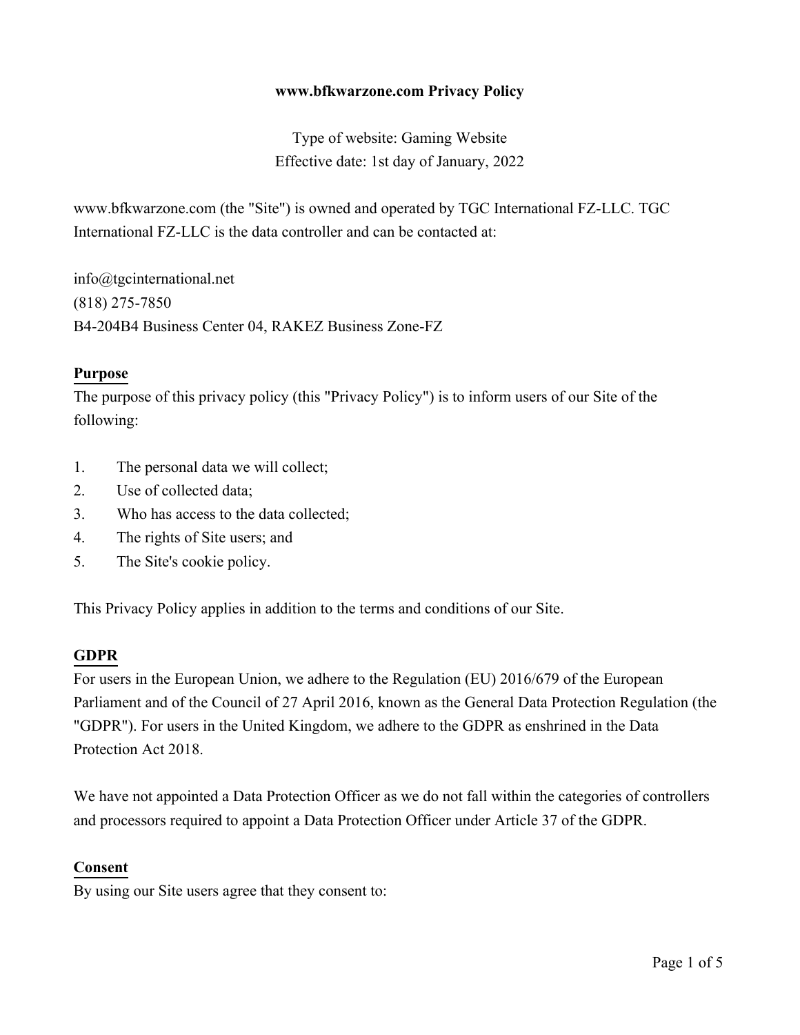**www.bfkwarzone.com Privacy Policy**

Type of website: Gaming Website
Effective date: 1st day of January, 2022

www.bfkwarzone.com (the "Site") is owned and operated by TGC International FZ-LLC. TGC International FZ-LLC is the data controller and can be contacted at:

info@tgcinternational.net
(818) 275-7850
B4-204B4 Business Center 04, RAKEZ Business Zone-FZ

## Purpose

The purpose of this privacy policy (this "Privacy Policy") is to inform users of our Site of the following:

1. The personal data we will collect;
2. Use of collected data;
3. Who has access to the data collected;
4. The rights of Site users; and
5. The Site's cookie policy.

This Privacy Policy applies in addition to the terms and conditions of our Site.

## GDPR

For users in the European Union, we adhere to the Regulation (EU) 2016/679 of the European Parliament and of the Council of 27 April 2016, known as the General Data Protection Regulation (the "GDPR"). For users in the United Kingdom, we adhere to the GDPR as enshrined in the Data Protection Act 2018.

We have not appointed a Data Protection Officer as we do not fall within the categories of controllers and processors required to appoint a Data Protection Officer under Article 37 of the GDPR.

## Consent

By using our Site users agree that they consent to: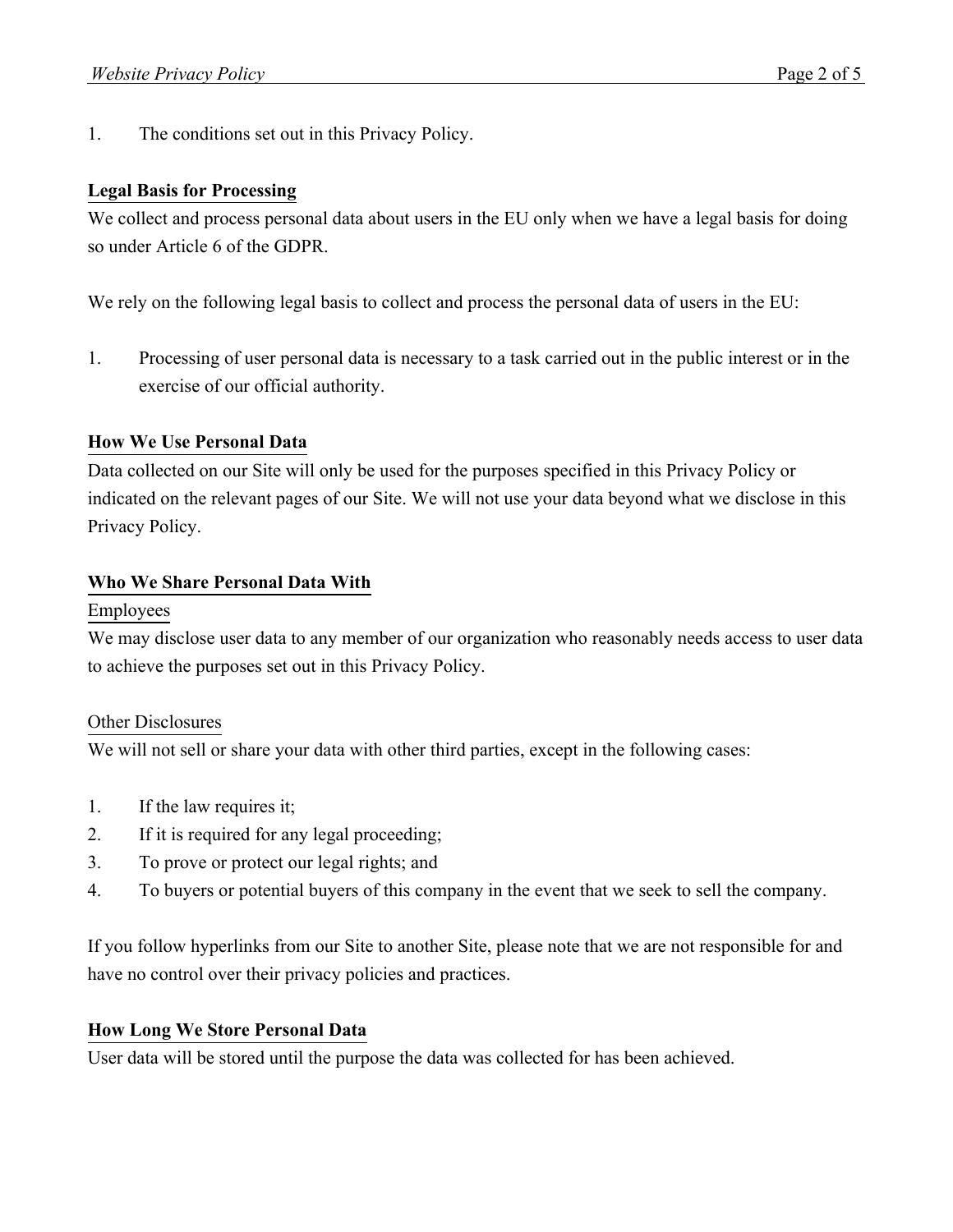1. The conditions set out in this Privacy Policy.

## Legal Basis for Processing

We collect and process personal data about users in the EU only when we have a legal basis for doing so under Article 6 of the GDPR.

We rely on the following legal basis to collect and process the personal data of users in the EU:

1. Processing of user personal data is necessary to a task carried out in the public interest or in the exercise of our official authority.

## How We Use Personal Data

Data collected on our Site will only be used for the purposes specified in this Privacy Policy or indicated on the relevant pages of our Site. We will not use your data beyond what we disclose in this Privacy Policy.

## Who We Share Personal Data With

### Employees

We may disclose user data to any member of our organization who reasonably needs access to user data to achieve the purposes set out in this Privacy Policy.

### Other Disclosures

We will not sell or share your data with other third parties, except in the following cases:

1. If the law requires it;
2. If it is required for any legal proceeding;
3. To prove or protect our legal rights; and
4. To buyers or potential buyers of this company in the event that we seek to sell the company.

If you follow hyperlinks from our Site to another Site, please note that we are not responsible for and have no control over their privacy policies and practices.

## How Long We Store Personal Data

User data will be stored until the purpose the data was collected for has been achieved.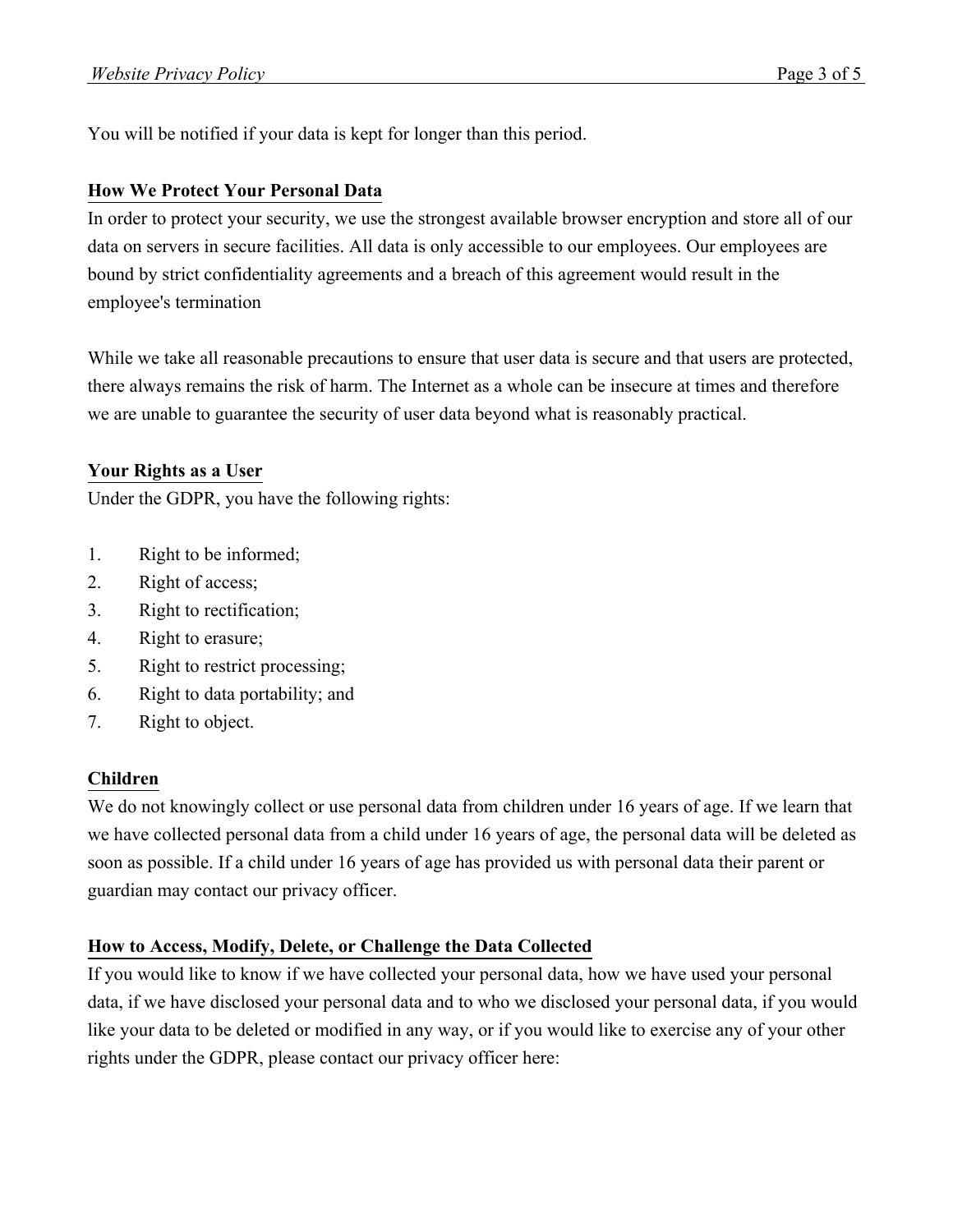You will be notified if your data is kept for longer than this period.

**How We Protect Your Personal Data**

In order to protect your security, we use the strongest available browser encryption and store all of our data on servers in secure facilities. All data is only accessible to our employees. Our employees are bound by strict confidentiality agreements and a breach of this agreement would result in the employee's termination

While we take all reasonable precautions to ensure that user data is secure and that users are protected, there always remains the risk of harm. The Internet as a whole can be insecure at times and therefore we are unable to guarantee the security of user data beyond what is reasonably practical.

**Your Rights as a User**

Under the GDPR, you have the following rights:

1. Right to be informed;
2. Right of access;
3. Right to rectification;
4. Right to erasure;
5. Right to restrict processing;
6. Right to data portability; and
7. Right to object.

**Children**

We do not knowingly collect or use personal data from children under 16 years of age. If we learn that we have collected personal data from a child under 16 years of age, the personal data will be deleted as soon as possible. If a child under 16 years of age has provided us with personal data their parent or guardian may contact our privacy officer.

**How to Access, Modify, Delete, or Challenge the Data Collected**

If you would like to know if we have collected your personal data, how we have used your personal data, if we have disclosed your personal data and to who we disclosed your personal data, if you would like your data to be deleted or modified in any way, or if you would like to exercise any of your other rights under the GDPR, please contact our privacy officer here: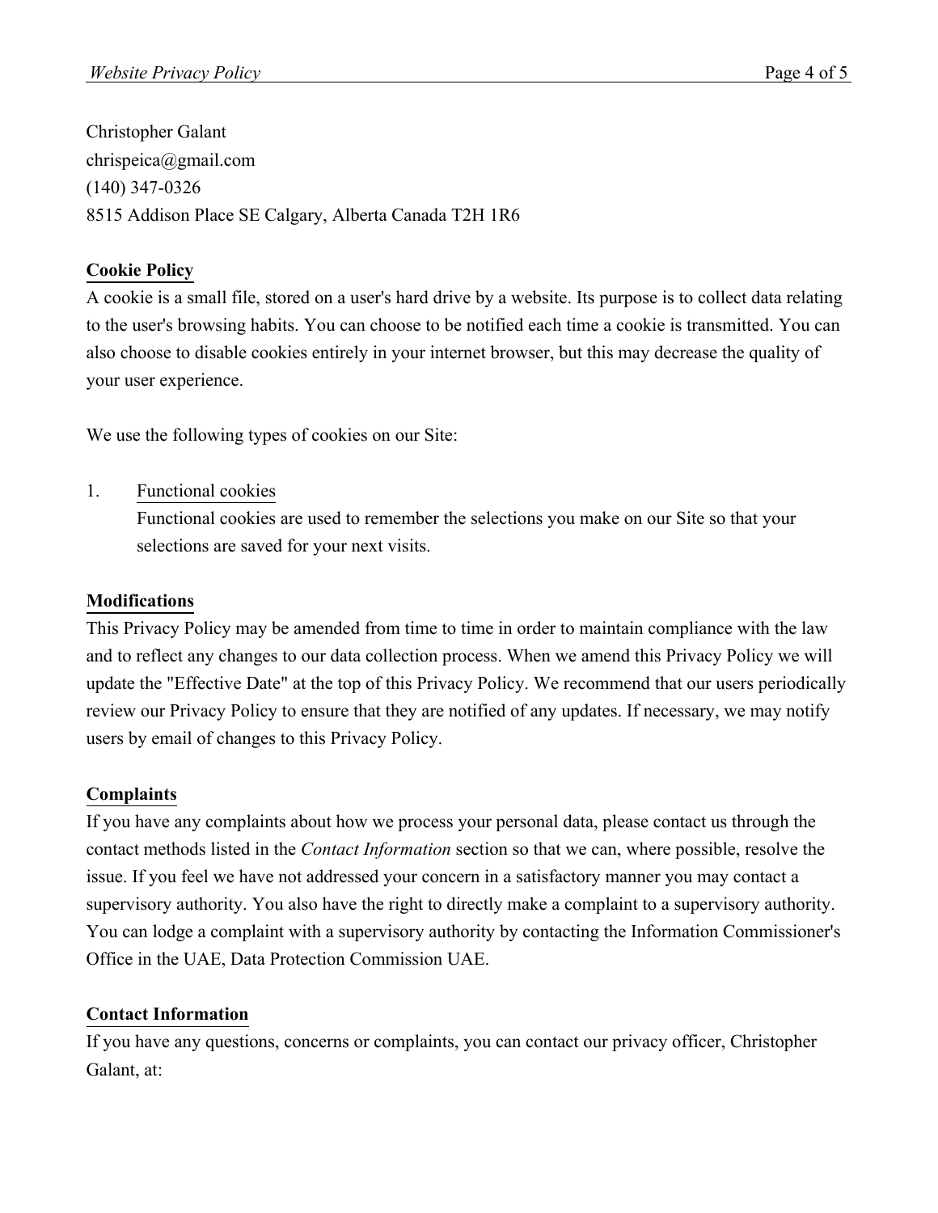Christopher Galant
chrispeica@gmail.com
(140) 347-0326
8515 Addison Place SE Calgary, Alberta Canada T2H 1R6

**Cookie Policy**

A cookie is a small file, stored on a user's hard drive by a website. Its purpose is to collect data relating to the user's browsing habits. You can choose to be notified each time a cookie is transmitted. You can also choose to disable cookies entirely in your internet browser, but this may decrease the quality of your user experience.

We use the following types of cookies on our Site:

1. Functional cookies
   Functional cookies are used to remember the selections you make on our Site so that your selections are saved for your next visits.

**Modifications**

This Privacy Policy may be amended from time to time in order to maintain compliance with the law and to reflect any changes to our data collection process. When we amend this Privacy Policy we will update the "Effective Date" at the top of this Privacy Policy. We recommend that our users periodically review our Privacy Policy to ensure that they are notified of any updates. If necessary, we may notify users by email of changes to this Privacy Policy.

**Complaints**

If you have any complaints about how we process your personal data, please contact us through the contact methods listed in the *Contact Information* section so that we can, where possible, resolve the issue. If you feel we have not addressed your concern in a satisfactory manner you may contact a supervisory authority. You also have the right to directly make a complaint to a supervisory authority. You can lodge a complaint with a supervisory authority by contacting the Information Commissioner's Office in the UAE, Data Protection Commission UAE.

**Contact Information**

If you have any questions, concerns or complaints, you can contact our privacy officer, Christopher Galant, at: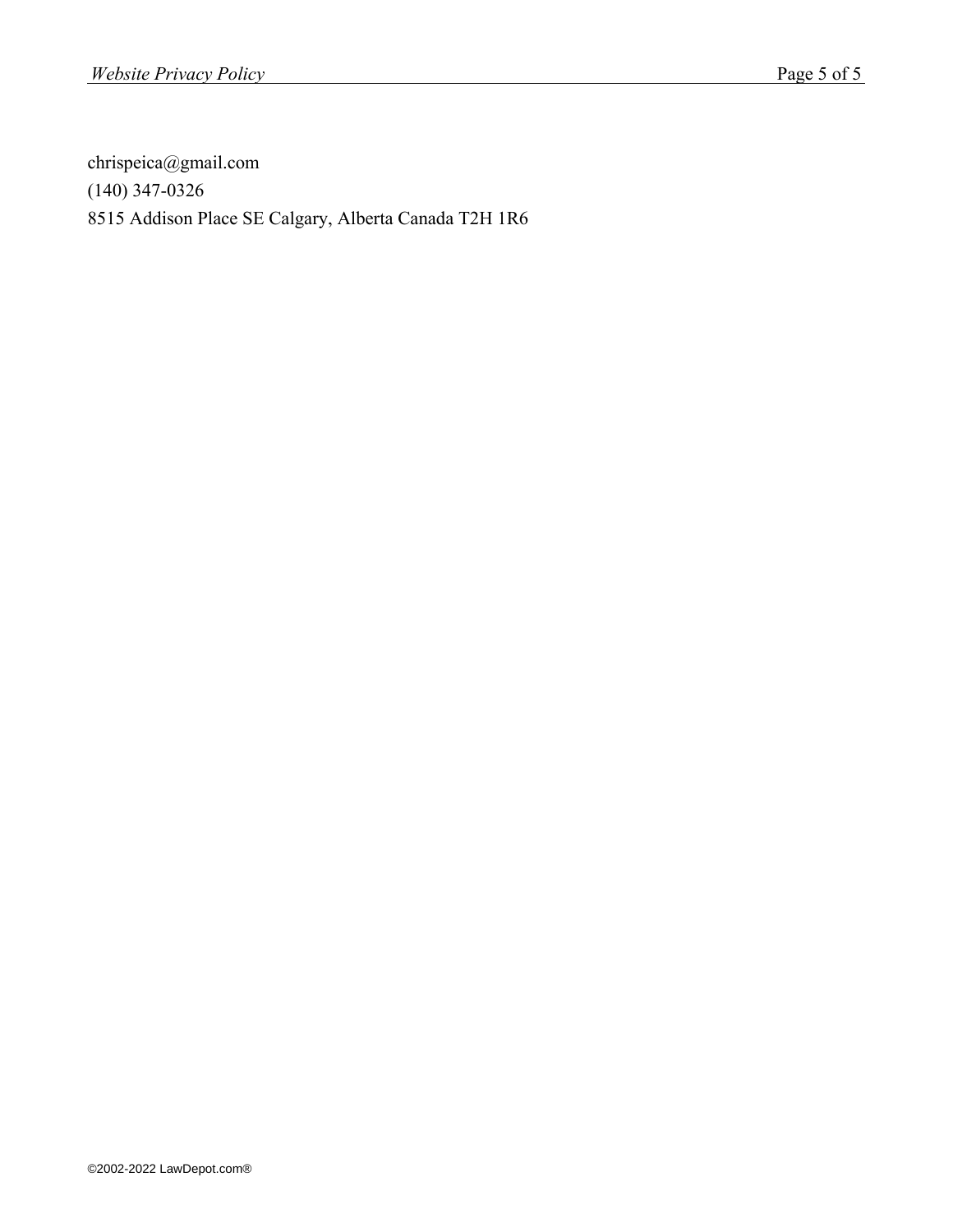chrispeica@gmail.com
(140) 347-0326
8515 Addison Place SE Calgary, Alberta Canada T2H 1R6